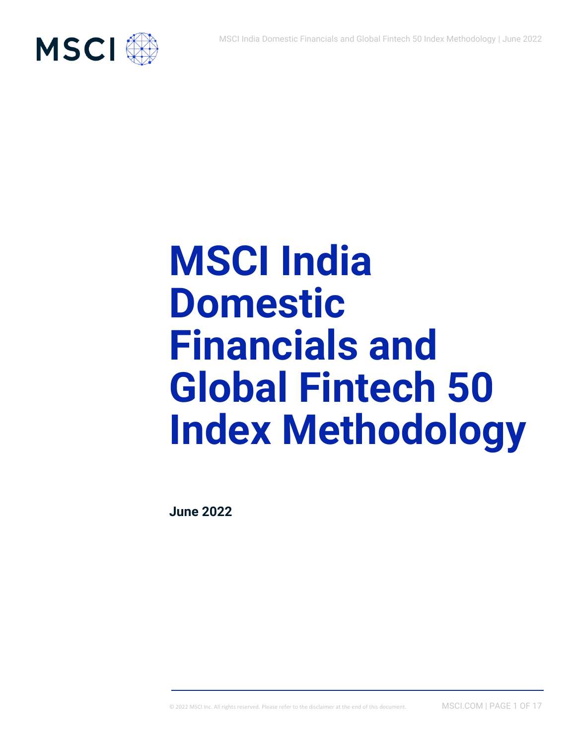# MSCI India Domestic Financials and Global Fintech 50 Index Methodology

**June 2022**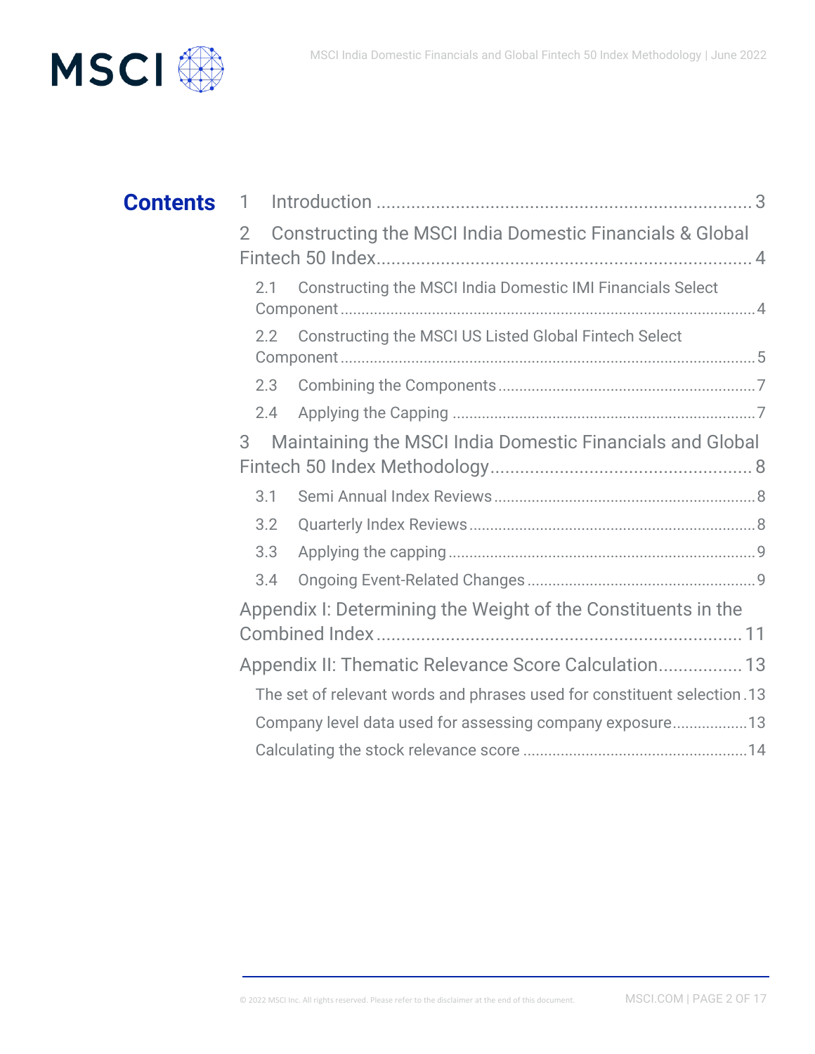# Contents

1 Introduction ........................................................................ 3

2 Constructing the MSCI India Domestic Financials & Global Fintech 50 Index ........................................................................ 4

- 2.1 Constructing the MSCI India Domestic IMI Financials Select Component ........................................................................ 4
- 2.2 Constructing the MSCI US Listed Global Fintech Select Component ........................................................................ 5
- 2.3 Combining the Components ........................................................................ 7
- 2.4 Applying the Capping ........................................................................ 7

3 Maintaining the MSCI India Domestic Financials and Global Fintech 50 Index Methodology ........................................................................ 8

- 3.1 Semi Annual Index Reviews ........................................................................ 8
- 3.2 Quarterly Index Reviews ........................................................................ 8
- 3.3 Applying the capping ........................................................................ 9
- 3.4 Ongoing Event-Related Changes ........................................................................ 9

Appendix I: Determining the Weight of the Constituents in the Combined Index ........................................................................ 11

Appendix II: Thematic Relevance Score Calculation ................. 13

- The set of relevant words and phrases used for constituent selection . 13
- Company level data used for assessing company exposure ................. 13
- Calculating the stock relevance score ........................................................................ 14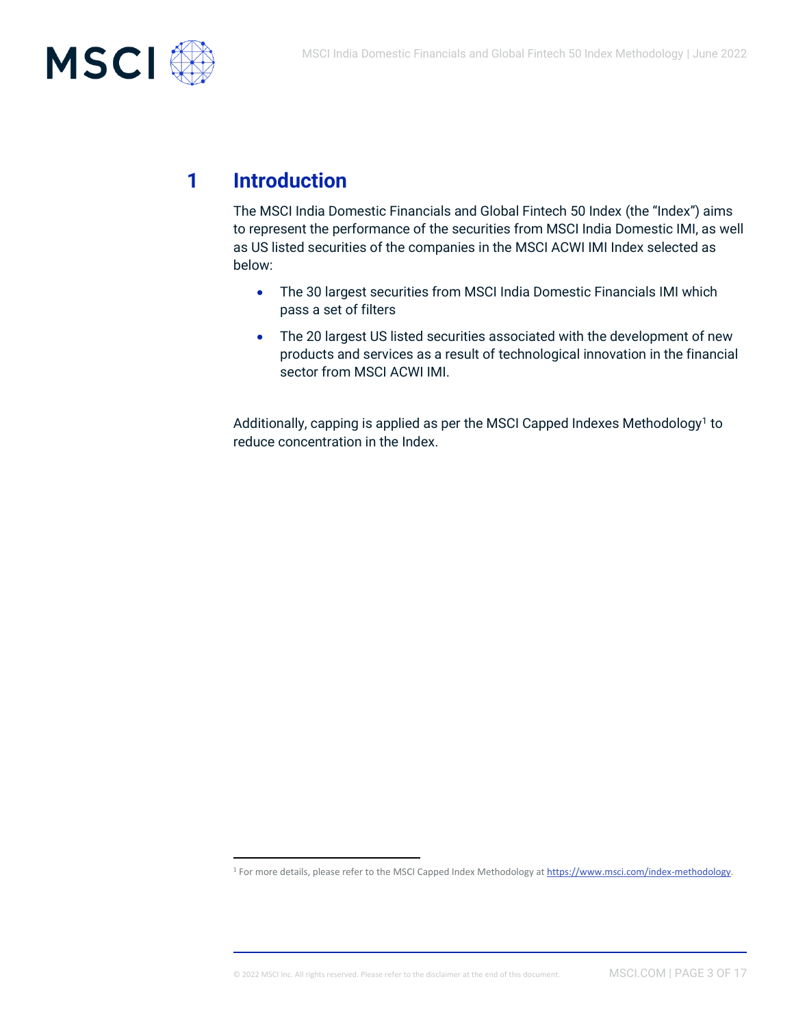# 1 Introduction

The MSCI India Domestic Financials and Global Fintech 50 Index (the "Index") aims to represent the performance of the securities from MSCI India Domestic IMI, as well as US listed securities of the companies in the MSCI ACWI IMI Index selected as below:

- The 30 largest securities from MSCI India Domestic Financials IMI which pass a set of filters
- The 20 largest US listed securities associated with the development of new products and services as a result of technological innovation in the financial sector from MSCI ACWI IMI.

Additionally, capping is applied as per the MSCI Capped Indexes Methodology[1] to reduce concentration in the Index.

[1] For more details, please refer to the MSCI Capped Index Methodology at https://www.msci.com/index-methodology.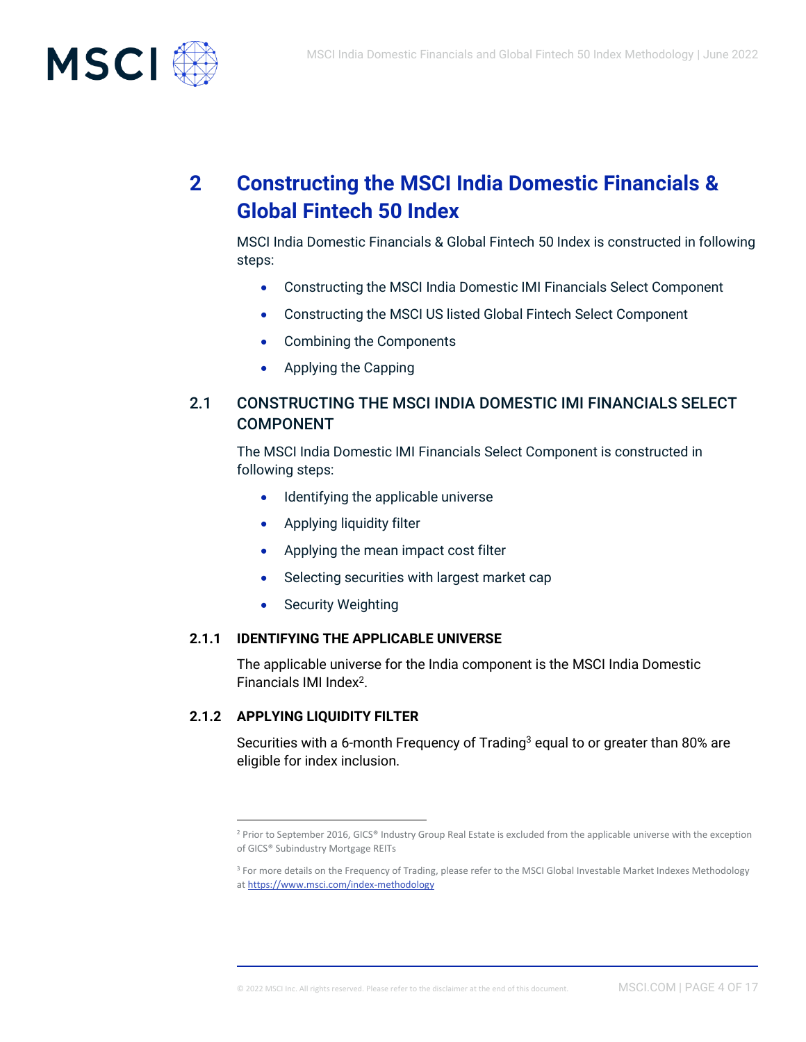# 2 Constructing the MSCI India Domestic Financials & Global Fintech 50 Index

MSCI India Domestic Financials & Global Fintech 50 Index is constructed in following steps:

- Constructing the MSCI India Domestic IMI Financials Select Component
- Constructing the MSCI US listed Global Fintech Select Component
- Combining the Components
- Applying the Capping

## 2.1 CONSTRUCTING THE MSCI INDIA DOMESTIC IMI FINANCIALS SELECT COMPONENT

The MSCI India Domestic IMI Financials Select Component is constructed in following steps:

- Identifying the applicable universe
- Applying liquidity filter
- Applying the mean impact cost filter
- Selecting securities with largest market cap
- Security Weighting

### 2.1.1 IDENTIFYING THE APPLICABLE UNIVERSE

The applicable universe for the India component is the MSCI India Domestic Financials IMI Index[2].

### 2.1.2 APPLYING LIQUIDITY FILTER

Securities with a 6-month Frequency of Trading[3] equal to or greater than 80% are eligible for index inclusion.

---

[2] Prior to September 2016, GICS® Industry Group Real Estate is excluded from the applicable universe with the exception of GICS® Subindustry Mortgage REITs

[3] For more details on the Frequency of Trading, please refer to the MSCI Global Investable Market Indexes Methodology at https://www.msci.com/index-methodology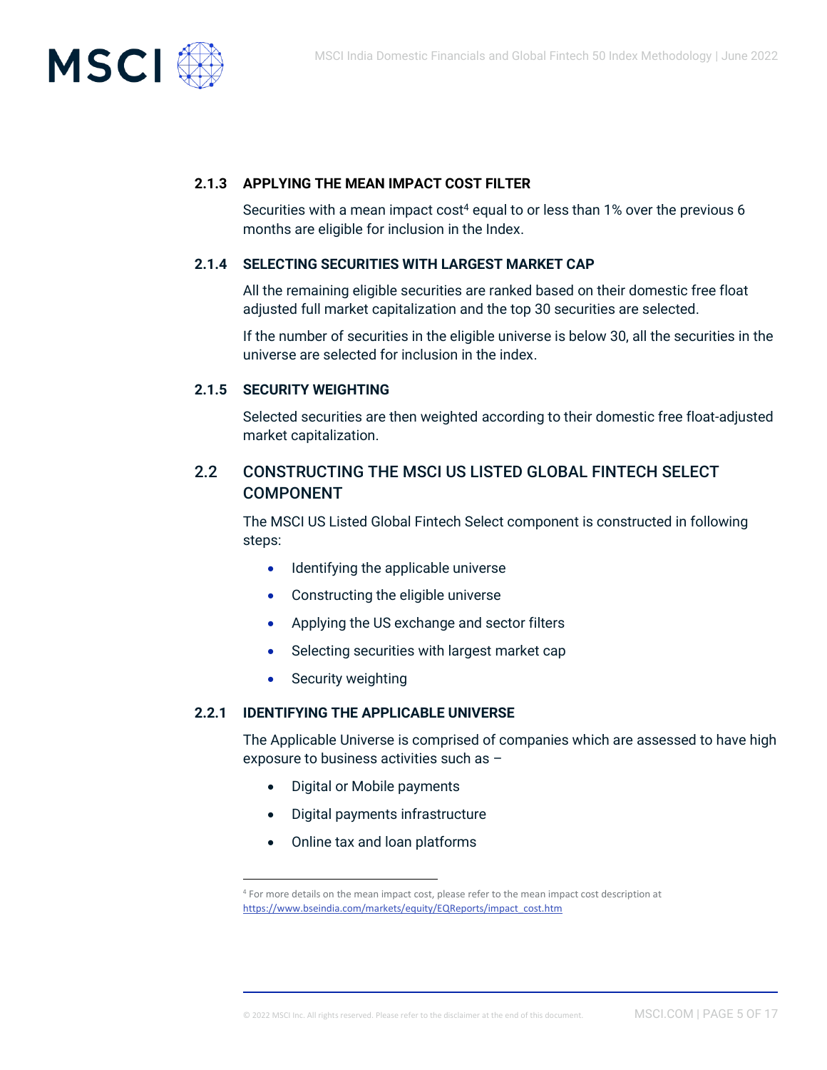### 2.1.3 APPLYING THE MEAN IMPACT COST FILTER

Securities with a mean impact cost[4] equal to or less than 1% over the previous 6 months are eligible for inclusion in the Index.

### 2.1.4 SELECTING SECURITIES WITH LARGEST MARKET CAP

All the remaining eligible securities are ranked based on their domestic free float adjusted full market capitalization and the top 30 securities are selected.

If the number of securities in the eligible universe is below 30, all the securities in the universe are selected for inclusion in the index.

### 2.1.5 SECURITY WEIGHTING

Selected securities are then weighted according to their domestic free float-adjusted market capitalization.

## 2.2 CONSTRUCTING THE MSCI US LISTED GLOBAL FINTECH SELECT COMPONENT

The MSCI US Listed Global Fintech Select component is constructed in following steps:

- Identifying the applicable universe
- Constructing the eligible universe
- Applying the US exchange and sector filters
- Selecting securities with largest market cap
- Security weighting

### 2.2.1 IDENTIFYING THE APPLICABLE UNIVERSE

The Applicable Universe is comprised of companies which are assessed to have high exposure to business activities such as –

- Digital or Mobile payments
- Digital payments infrastructure
- Online tax and loan platforms

[4] For more details on the mean impact cost, please refer to the mean impact cost description at https://www.bseindia.com/markets/equity/EQReports/impact_cost.htm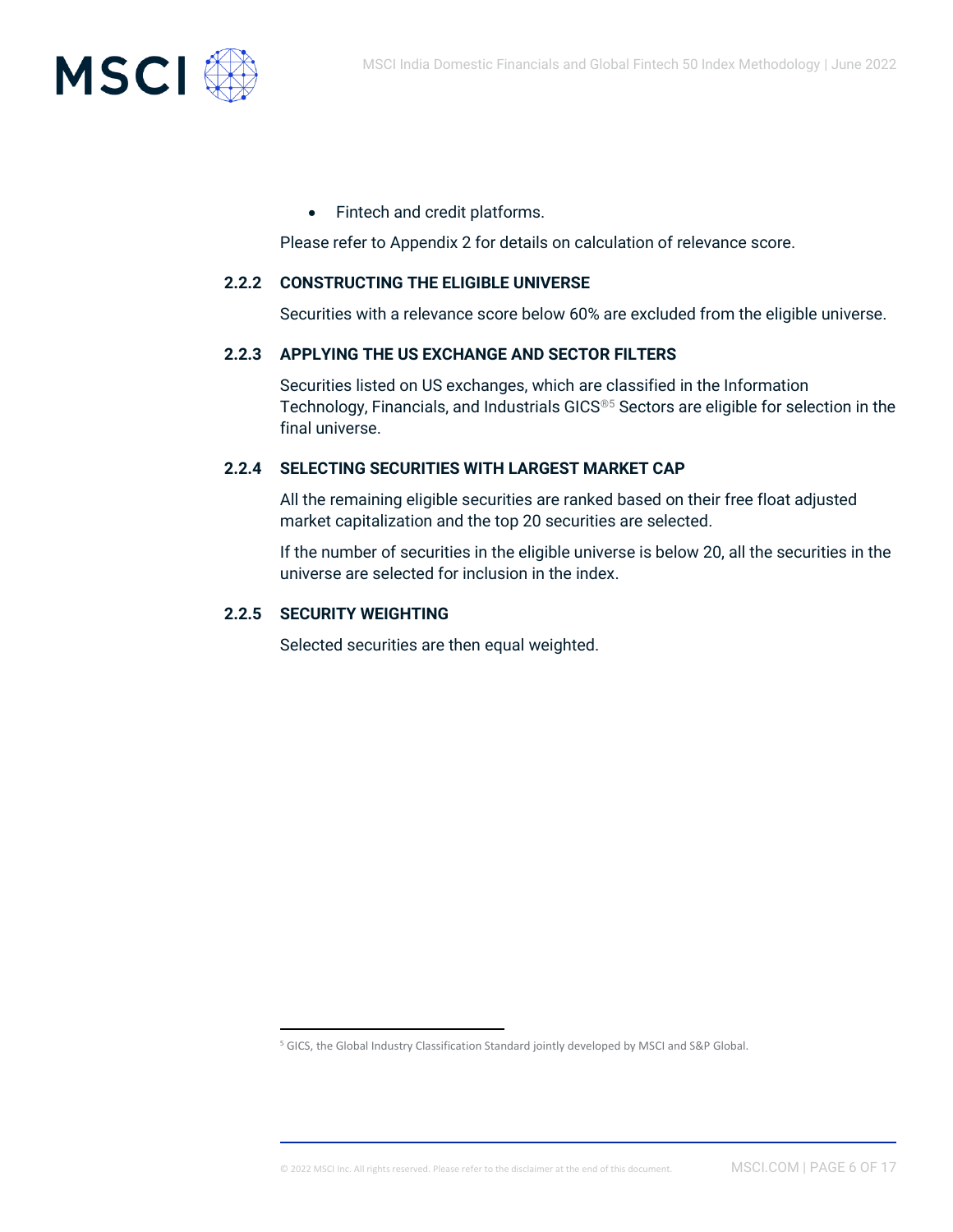- Fintech and credit platforms.

Please refer to Appendix 2 for details on calculation of relevance score.

### 2.2.2 CONSTRUCTING THE ELIGIBLE UNIVERSE

Securities with a relevance score below 60% are excluded from the eligible universe.

### 2.2.3 APPLYING THE US EXCHANGE AND SECTOR FILTERS

Securities listed on US exchanges, which are classified in the Information Technology, Financials, and Industrials GICS®[5] Sectors are eligible for selection in the final universe.

### 2.2.4 SELECTING SECURITIES WITH LARGEST MARKET CAP

All the remaining eligible securities are ranked based on their free float adjusted market capitalization and the top 20 securities are selected.

If the number of securities in the eligible universe is below 20, all the securities in the universe are selected for inclusion in the index.

### 2.2.5 SECURITY WEIGHTING

Selected securities are then equal weighted.

---

[5] GICS, the Global Industry Classification Standard jointly developed by MSCI and S&P Global.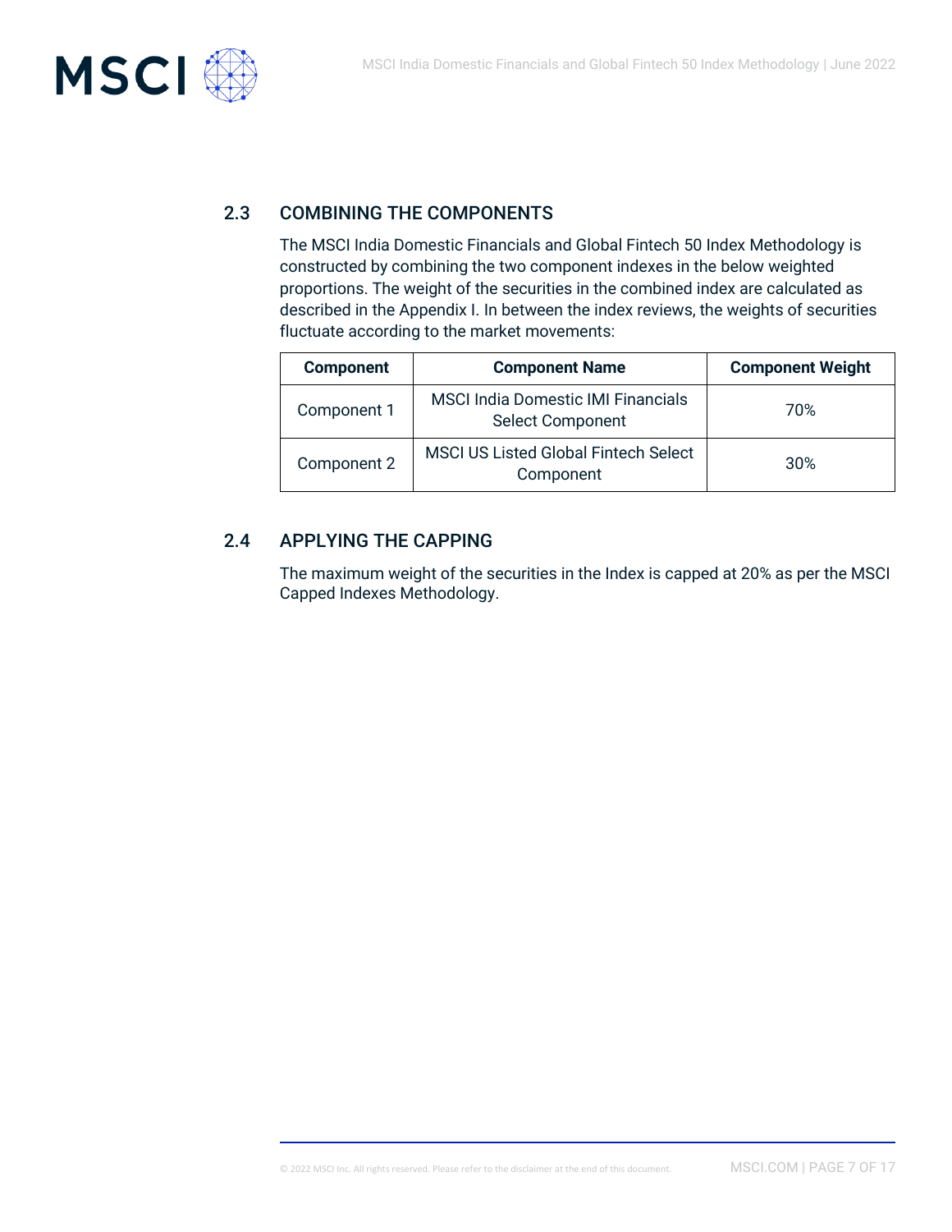## 2.3 COMBINING THE COMPONENTS

The MSCI India Domestic Financials and Global Fintech 50 Index Methodology is constructed by combining the two component indexes in the below weighted proportions. The weight of the securities in the combined index are calculated as described in the Appendix I. In between the index reviews, the weights of securities fluctuate according to the market movements:

| Component | Component Name | Component Weight |
| --- | --- | --- |
| Component 1 | MSCI India Domestic IMI Financials Select Component | 70% |
| Component 2 | MSCI US Listed Global Fintech Select Component | 30% |

## 2.4 APPLYING THE CAPPING

The maximum weight of the securities in the Index is capped at 20% as per the MSCI Capped Indexes Methodology.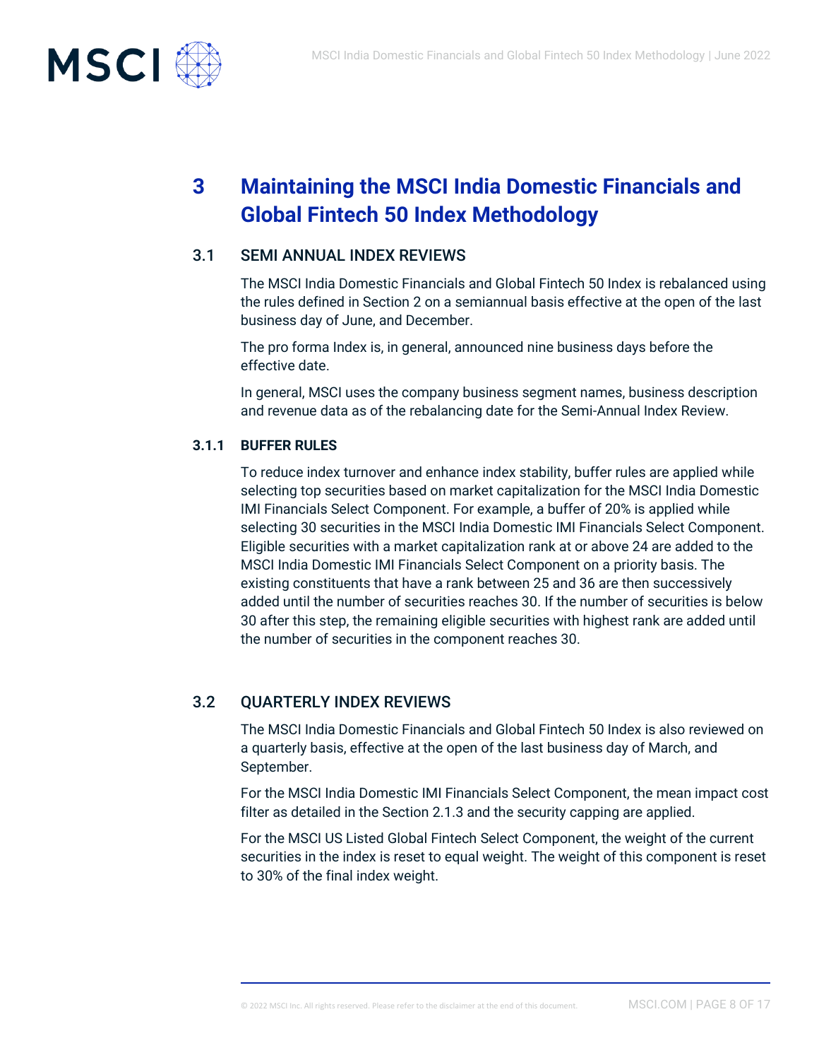# 3 Maintaining the MSCI India Domestic Financials and Global Fintech 50 Index Methodology

## 3.1 SEMI ANNUAL INDEX REVIEWS

The MSCI India Domestic Financials and Global Fintech 50 Index is rebalanced using the rules defined in Section 2 on a semiannual basis effective at the open of the last business day of June, and December.

The pro forma Index is, in general, announced nine business days before the effective date.

In general, MSCI uses the company business segment names, business description and revenue data as of the rebalancing date for the Semi-Annual Index Review.

### 3.1.1 BUFFER RULES

To reduce index turnover and enhance index stability, buffer rules are applied while selecting top securities based on market capitalization for the MSCI India Domestic IMI Financials Select Component. For example, a buffer of 20% is applied while selecting 30 securities in the MSCI India Domestic IMI Financials Select Component. Eligible securities with a market capitalization rank at or above 24 are added to the MSCI India Domestic IMI Financials Select Component on a priority basis. The existing constituents that have a rank between 25 and 36 are then successively added until the number of securities reaches 30. If the number of securities is below 30 after this step, the remaining eligible securities with highest rank are added until the number of securities in the component reaches 30.

## 3.2 QUARTERLY INDEX REVIEWS

The MSCI India Domestic Financials and Global Fintech 50 Index is also reviewed on a quarterly basis, effective at the open of the last business day of March, and September.

For the MSCI India Domestic IMI Financials Select Component, the mean impact cost filter as detailed in the Section 2.1.3 and the security capping are applied.

For the MSCI US Listed Global Fintech Select Component, the weight of the current securities in the index is reset to equal weight. The weight of this component is reset to 30% of the final index weight.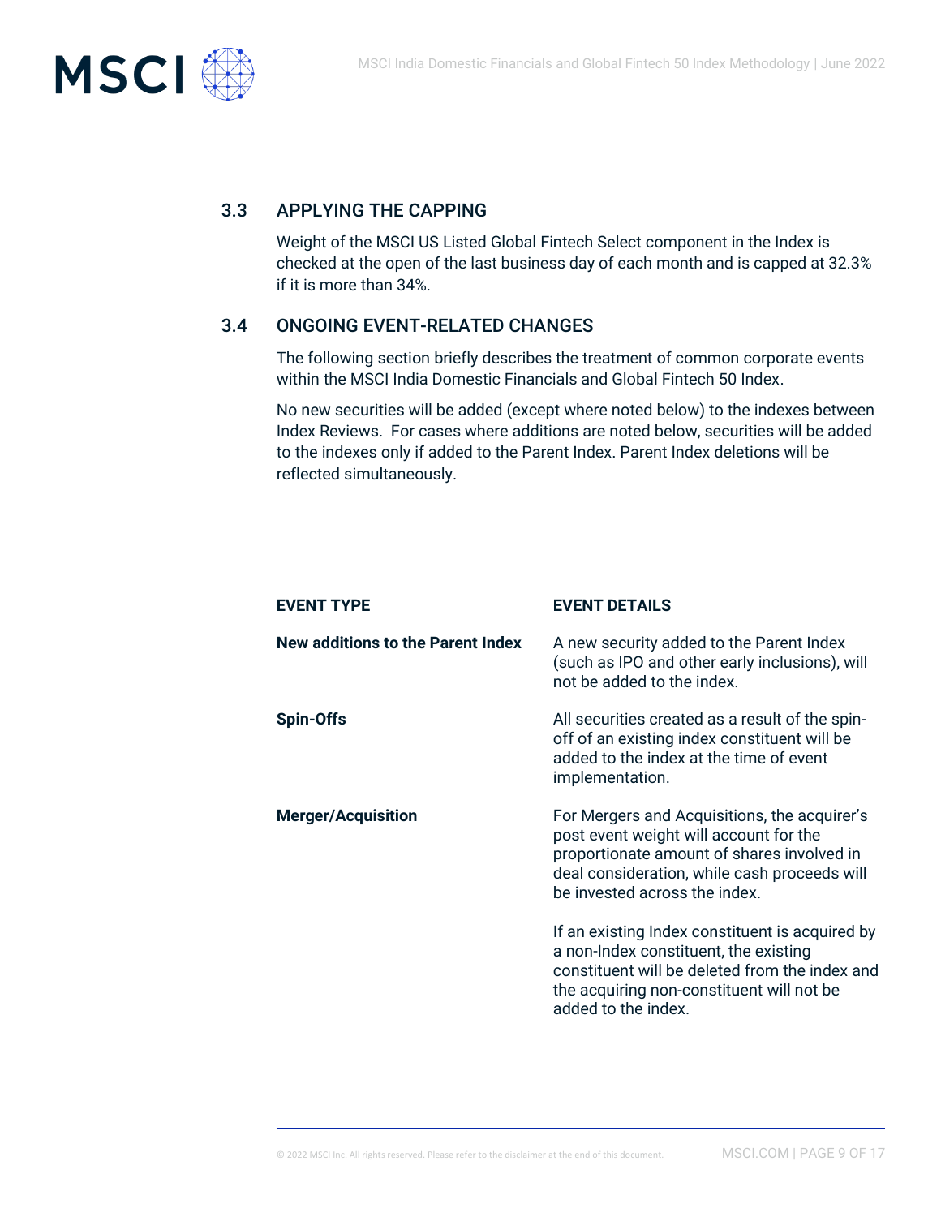## 3.3 APPLYING THE CAPPING

Weight of the MSCI US Listed Global Fintech Select component in the Index is checked at the open of the last business day of each month and is capped at 32.3% if it is more than 34%.

## 3.4 ONGOING EVENT-RELATED CHANGES

The following section briefly describes the treatment of common corporate events within the MSCI India Domestic Financials and Global Fintech 50 Index.

No new securities will be added (except where noted below) to the indexes between Index Reviews. For cases where additions are noted below, securities will be added to the indexes only if added to the Parent Index. Parent Index deletions will be reflected simultaneously.

| EVENT TYPE | EVENT DETAILS |
|---|---|
| **New additions to the Parent Index** | A new security added to the Parent Index (such as IPO and other early inclusions), will not be added to the index. |
| **Spin-Offs** | All securities created as a result of the spin-off of an existing index constituent will be added to the index at the time of event implementation. |
| **Merger/Acquisition** | For Mergers and Acquisitions, the acquirer's post event weight will account for the proportionate amount of shares involved in deal consideration, while cash proceeds will be invested across the index.<br><br>If an existing Index constituent is acquired by a non-Index constituent, the existing constituent will be deleted from the index and the acquiring non-constituent will not be added to the index. |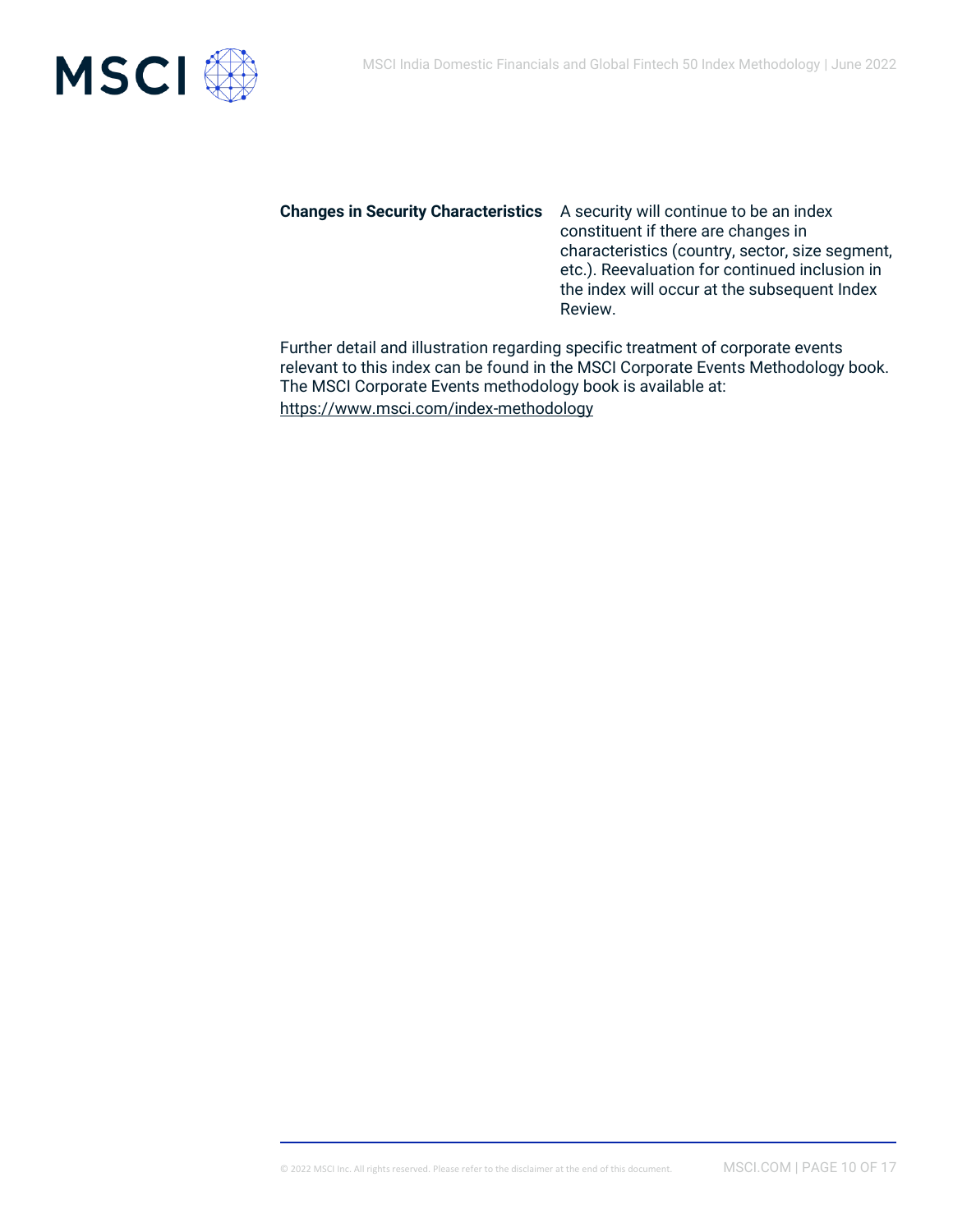| | |
|---|---|
| **Changes in Security Characteristics** | A security will continue to be an index constituent if there are changes in characteristics (country, sector, size segment, etc.). Reevaluation for continued inclusion in the index will occur at the subsequent Index Review. |

Further detail and illustration regarding specific treatment of corporate events relevant to this index can be found in the MSCI Corporate Events Methodology book. The MSCI Corporate Events methodology book is available at:
https://www.msci.com/index-methodology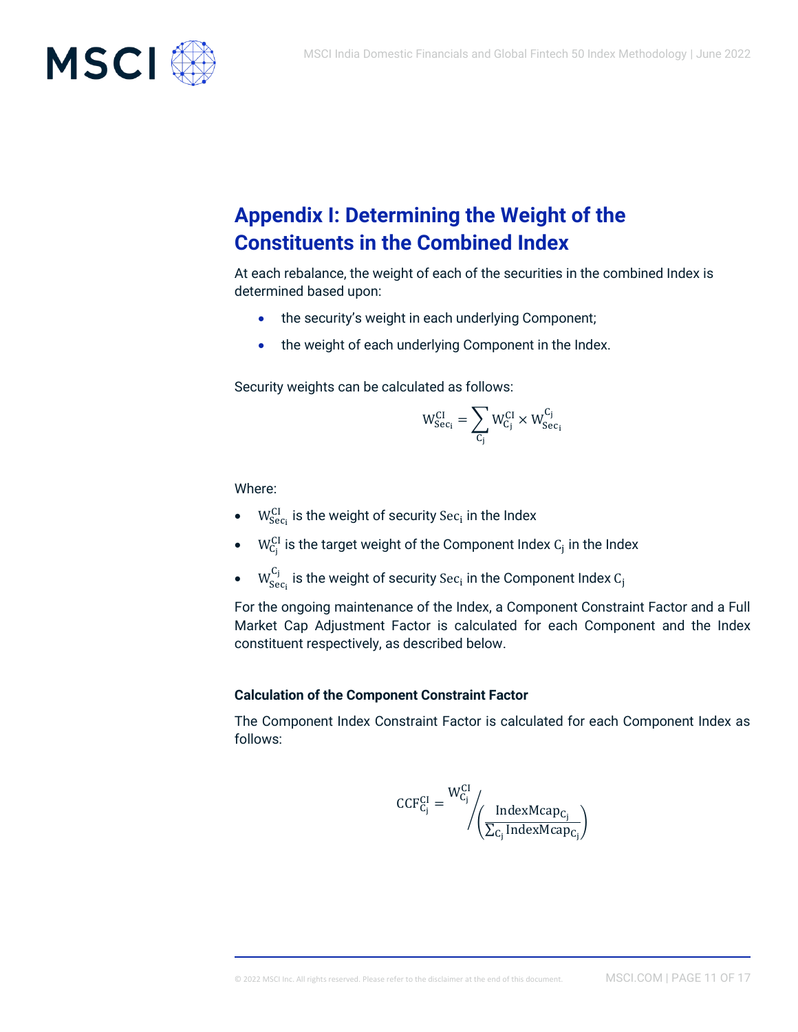## Appendix I: Determining the Weight of the Constituents in the Combined Index

At each rebalance, the weight of each of the securities in the combined Index is determined based upon:

- the security's weight in each underlying Component;
- the weight of each underlying Component in the Index.

Security weights can be calculated as follows:

$$W_{Sec_i}^{CI} = \sum_{C_j} W_{C_j}^{CI} \times W_{Sec_i}^{C_j}$$

Where:

- $W_{Sec_i}^{CI}$ is the weight of security $Sec_i$ in the Index
- $W_{C_j}^{CI}$ is the target weight of the Component Index $C_j$ in the Index
- $W_{Sec_i}^{C_j}$ is the weight of security $Sec_i$ in the Component Index $C_j$

For the ongoing maintenance of the Index, a Component Constraint Factor and a Full Market Cap Adjustment Factor is calculated for each Component and the Index constituent respectively, as described below.

**Calculation of the Component Constraint Factor**

The Component Index Constraint Factor is calculated for each Component Index as follows:

$$CCF_{C_j}^{CI} = W_{C_j}^{CI} \Big/ \left( \frac{\text{IndexMcap}_{C_j}}{\sum_{C_j} \text{IndexMcap}_{C_j}} \right)$$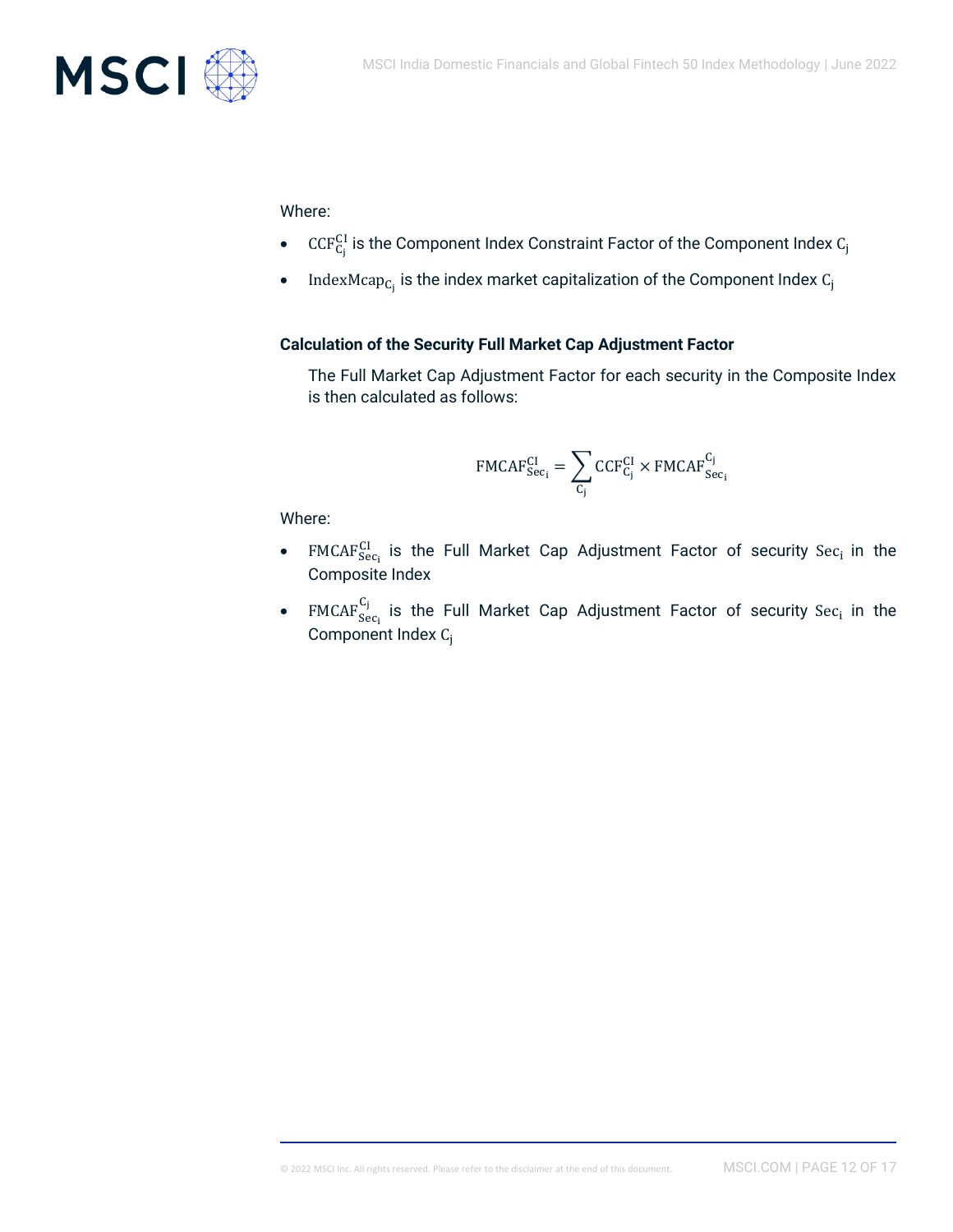Where:

- $\mathrm{CCF}_{\mathrm{C_j}}^{\mathrm{CI}}$ is the Component Index Constraint Factor of the Component Index $\mathrm{C_j}$
- $\mathrm{IndexMcap}_{\mathrm{C_j}}$ is the index market capitalization of the Component Index $\mathrm{C_j}$

**Calculation of the Security Full Market Cap Adjustment Factor**

The Full Market Cap Adjustment Factor for each security in the Composite Index is then calculated as follows:

$$\mathrm{FMCAF}_{\mathrm{Sec_i}}^{\mathrm{CI}} = \sum_{\mathrm{C_j}} \mathrm{CCF}_{\mathrm{C_j}}^{\mathrm{CI}} \times \mathrm{FMCAF}_{\mathrm{Sec_i}}^{\mathrm{C_j}}$$

Where:

- $\mathrm{FMCAF}_{\mathrm{Sec_i}}^{\mathrm{CI}}$ is the Full Market Cap Adjustment Factor of security $\mathrm{Sec_i}$ in the Composite Index
- $\mathrm{FMCAF}_{\mathrm{Sec_i}}^{\mathrm{C_j}}$ is the Full Market Cap Adjustment Factor of security $\mathrm{Sec_i}$ in the Component Index $\mathrm{C_j}$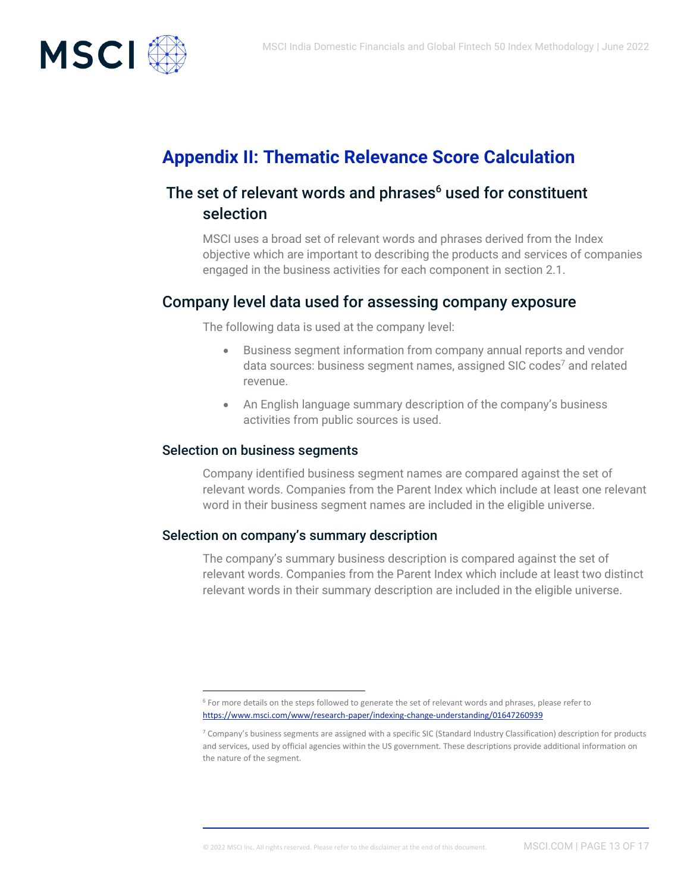# Appendix II: Thematic Relevance Score Calculation

## The set of relevant words and phrases[6] used for constituent selection

MSCI uses a broad set of relevant words and phrases derived from the Index objective which are important to describing the products and services of companies engaged in the business activities for each component in section 2.1.

## Company level data used for assessing company exposure

The following data is used at the company level:

- Business segment information from company annual reports and vendor data sources: business segment names, assigned SIC codes[7] and related revenue.
- An English language summary description of the company's business activities from public sources is used.

### Selection on business segments

Company identified business segment names are compared against the set of relevant words. Companies from the Parent Index which include at least one relevant word in their business segment names are included in the eligible universe.

### Selection on company's summary description

The company's summary business description is compared against the set of relevant words. Companies from the Parent Index which include at least two distinct relevant words in their summary description are included in the eligible universe.

---

[6] For more details on the steps followed to generate the set of relevant words and phrases, please refer to https://www.msci.com/www/research-paper/indexing-change-understanding/01647260939

[7] Company's business segments are assigned with a specific SIC (Standard Industry Classification) description for products and services, used by official agencies within the US government. These descriptions provide additional information on the nature of the segment.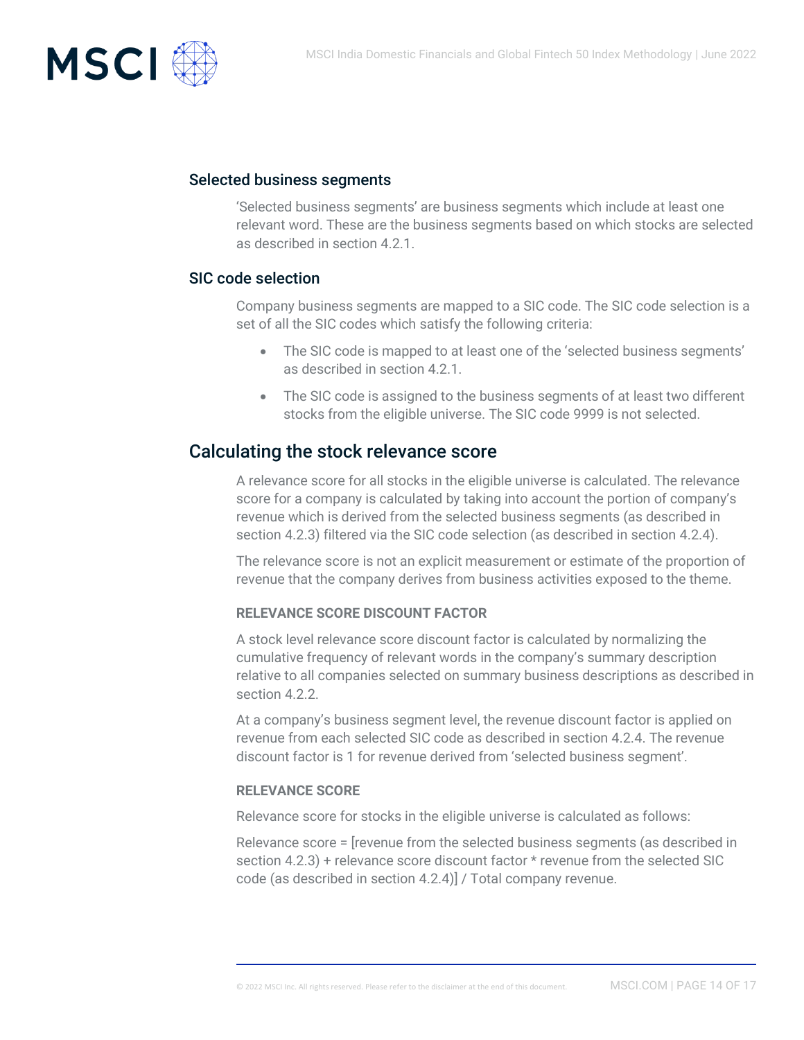### Selected business segments

'Selected business segments' are business segments which include at least one relevant word. These are the business segments based on which stocks are selected as described in section 4.2.1.

### SIC code selection

Company business segments are mapped to a SIC code. The SIC code selection is a set of all the SIC codes which satisfy the following criteria:

- The SIC code is mapped to at least one of the 'selected business segments' as described in section 4.2.1.
- The SIC code is assigned to the business segments of at least two different stocks from the eligible universe. The SIC code 9999 is not selected.

## Calculating the stock relevance score

A relevance score for all stocks in the eligible universe is calculated. The relevance score for a company is calculated by taking into account the portion of company's revenue which is derived from the selected business segments (as described in section 4.2.3) filtered via the SIC code selection (as described in section 4.2.4).

The relevance score is not an explicit measurement or estimate of the proportion of revenue that the company derives from business activities exposed to the theme.

#### RELEVANCE SCORE DISCOUNT FACTOR

A stock level relevance score discount factor is calculated by normalizing the cumulative frequency of relevant words in the company's summary description relative to all companies selected on summary business descriptions as described in section 4.2.2.

At a company's business segment level, the revenue discount factor is applied on revenue from each selected SIC code as described in section 4.2.4. The revenue discount factor is 1 for revenue derived from 'selected business segment'.

#### RELEVANCE SCORE

Relevance score for stocks in the eligible universe is calculated as follows:

Relevance score = [revenue from the selected business segments (as described in section 4.2.3) + relevance score discount factor * revenue from the selected SIC code (as described in section 4.2.4)] / Total company revenue.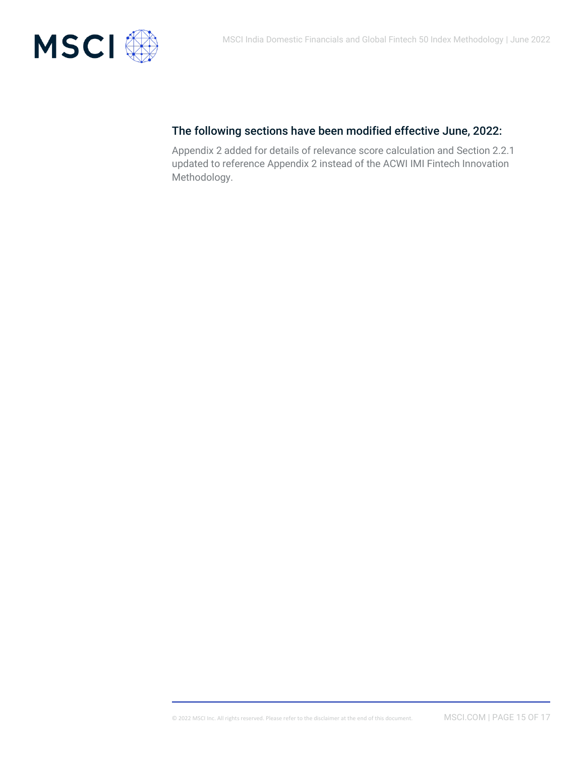### The following sections have been modified effective June, 2022:

Appendix 2 added for details of relevance score calculation and Section 2.2.1 updated to reference Appendix 2 instead of the ACWI IMI Fintech Innovation Methodology.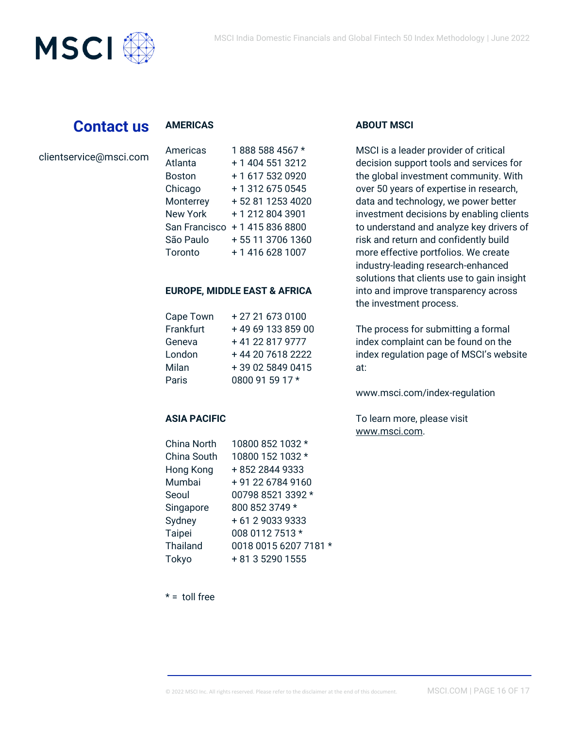## Contact us

clientservice@msci.com

### AMERICAS

| | |
|---|---|
| Americas | 1 888 588 4567 * |
| Atlanta | + 1 404 551 3212 |
| Boston | + 1 617 532 0920 |
| Chicago | + 1 312 675 0545 |
| Monterrey | + 52 81 1253 4020 |
| New York | + 1 212 804 3901 |
| San Francisco | + 1 415 836 8800 |
| São Paulo | + 55 11 3706 1360 |
| Toronto | + 1 416 628 1007 |

### EUROPE, MIDDLE EAST & AFRICA

| | |
|---|---|
| Cape Town | + 27 21 673 0100 |
| Frankfurt | + 49 69 133 859 00 |
| Geneva | + 41 22 817 9777 |
| London | + 44 20 7618 2222 |
| Milan | + 39 02 5849 0415 |
| Paris | 0800 91 59 17 * |

### ASIA PACIFIC

| | |
|---|---|
| China North | 10800 852 1032 * |
| China South | 10800 152 1032 * |
| Hong Kong | + 852 2844 9333 |
| Mumbai | + 91 22 6784 9160 |
| Seoul | 00798 8521 3392 * |
| Singapore | 800 852 3749 * |
| Sydney | + 61 2 9033 9333 |
| Taipei | 008 0112 7513 * |
| Thailand | 0018 0015 6207 7181 * |
| Tokyo | + 81 3 5290 1555 |

* = toll free

### ABOUT MSCI

MSCI is a leader provider of critical decision support tools and services for the global investment community. With over 50 years of expertise in research, data and technology, we power better investment decisions by enabling clients to understand and analyze key drivers of risk and return and confidently build more effective portfolios. We create industry-leading research-enhanced solutions that clients use to gain insight into and improve transparency across the investment process.

The process for submitting a formal index complaint can be found on the index regulation page of MSCI's website at:

www.msci.com/index-regulation

To learn more, please visit www.msci.com.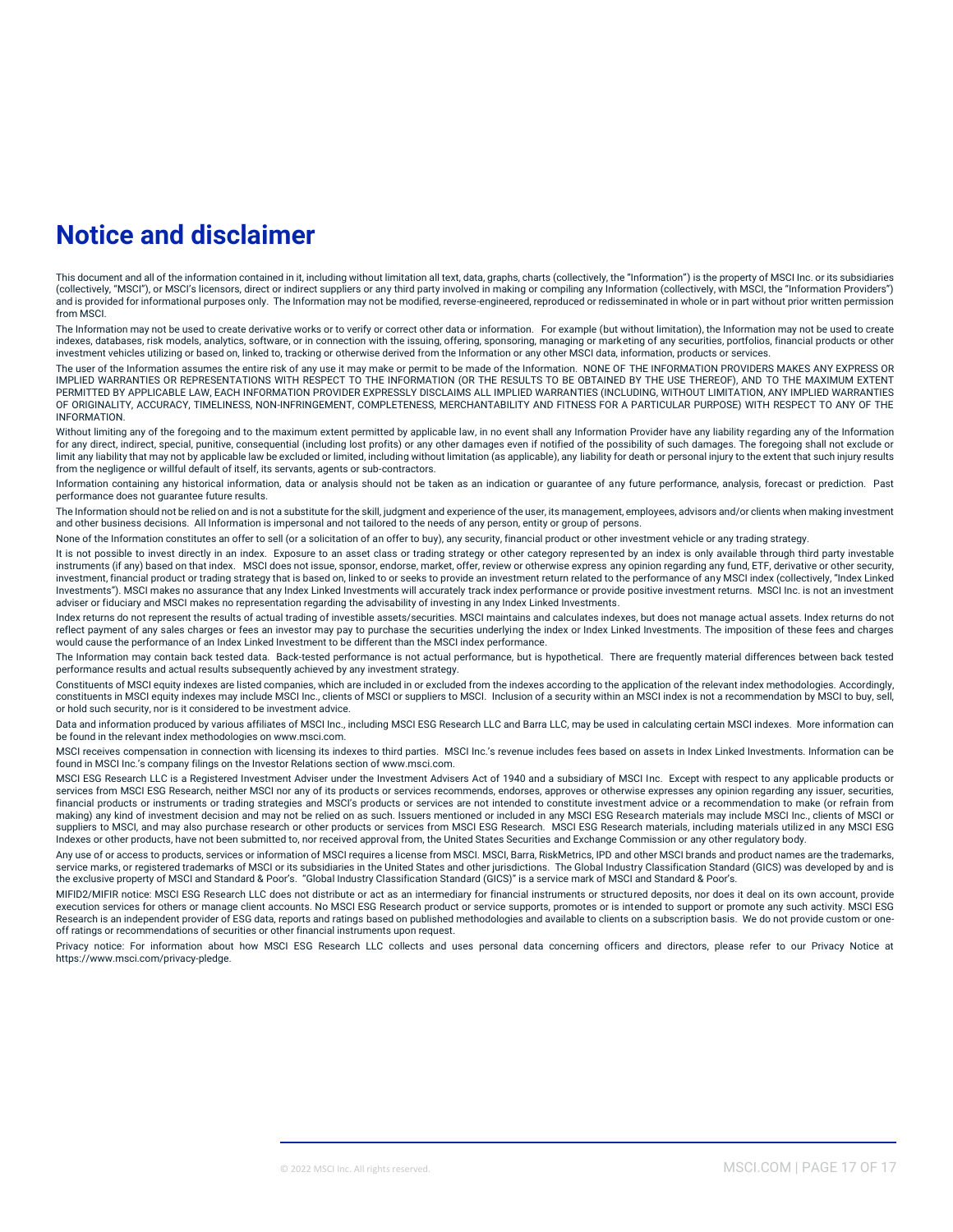# Notice and disclaimer

This document and all of the information contained in it, including without limitation all text, data, graphs, charts (collectively, the "Information") is the property of MSCI Inc. or its subsidiaries (collectively, "MSCI"), or MSCI's licensors, direct or indirect suppliers or any third party involved in making or compiling any Information (collectively, with MSCI, the "Information Providers") and is provided for informational purposes only. The Information may not be modified, reverse-engineered, reproduced or redisseminated in whole or in part without prior written permission from MSCI.

The Information may not be used to create derivative works or to verify or correct other data or information. For example (but without limitation), the Information may not be used to create indexes, databases, risk models, analytics, software, or in connection with the issuing, offering, sponsoring, managing or marketing of any securities, portfolios, financial products or other investment vehicles utilizing or based on, linked to, tracking or otherwise derived from the Information or any other MSCI data, information, products or services.

The user of the Information assumes the entire risk of any use it may make or permit to be made of the Information. NONE OF THE INFORMATION PROVIDERS MAKES ANY EXPRESS OR IMPLIED WARRANTIES OR REPRESENTATIONS WITH RESPECT TO THE INFORMATION (OR THE RESULTS TO BE OBTAINED BY THE USE THEREOF), AND TO THE MAXIMUM EXTENT PERMITTED BY APPLICABLE LAW, EACH INFORMATION PROVIDER EXPRESSLY DISCLAIMS ALL IMPLIED WARRANTIES (INCLUDING, WITHOUT LIMITATION, ANY IMPLIED WARRANTIES OF ORIGINALITY, ACCURACY, TIMELINESS, NON-INFRINGEMENT, COMPLETENESS, MERCHANTABILITY AND FITNESS FOR A PARTICULAR PURPOSE) WITH RESPECT TO ANY OF THE INFORMATION.

Without limiting any of the foregoing and to the maximum extent permitted by applicable law, in no event shall any Information Provider have any liability regarding any of the Information for any direct, indirect, special, punitive, consequential (including lost profits) or any other damages even if notified of the possibility of such damages. The foregoing shall not exclude or limit any liability that may not by applicable law be excluded or limited, including without limitation (as applicable), any liability for death or personal injury to the extent that such injury results from the negligence or willful default of itself, its servants, agents or sub-contractors.

Information containing any historical information, data or analysis should not be taken as an indication or guarantee of any future performance, analysis, forecast or prediction. Past performance does not guarantee future results.

The Information should not be relied on and is not a substitute for the skill, judgment and experience of the user, its management, employees, advisors and/or clients when making investment and other business decisions. All Information is impersonal and not tailored to the needs of any person, entity or group of persons.

None of the Information constitutes an offer to sell (or a solicitation of an offer to buy), any security, financial product or other investment vehicle or any trading strategy.

It is not possible to invest directly in an index. Exposure to an asset class or trading strategy or other category represented by an index is only available through third party investable instruments (if any) based on that index. MSCI does not issue, sponsor, endorse, market, offer, review or otherwise express any opinion regarding any fund, ETF, derivative or other security, investment, financial product or trading strategy that is based on, linked to or seeks to provide an investment return related to the performance of any MSCI index (collectively, "Index Linked Investments"). MSCI makes no assurance that any Index Linked Investments will accurately track index performance or provide positive investment returns. MSCI Inc. is not an investment adviser or fiduciary and MSCI makes no representation regarding the advisability of investing in any Index Linked Investments.

Index returns do not represent the results of actual trading of investible assets/securities. MSCI maintains and calculates indexes, but does not manage actual assets. Index returns do not reflect payment of any sales charges or fees an investor may pay to purchase the securities underlying the index or Index Linked Investments. The imposition of these fees and charges would cause the performance of an Index Linked Investment to be different than the MSCI index performance.

The Information may contain back tested data. Back-tested performance is not actual performance, but is hypothetical. There are frequently material differences between back tested performance results and actual results subsequently achieved by any investment strategy.

Constituents of MSCI equity indexes are listed companies, which are included in or excluded from the indexes according to the application of the relevant index methodologies. Accordingly, constituents in MSCI equity indexes may include MSCI Inc., clients of MSCI or suppliers to MSCI. Inclusion of a security within an MSCI index is not a recommendation by MSCI to buy, sell, or hold such security, nor is it considered to be investment advice.

Data and information produced by various affiliates of MSCI Inc., including MSCI ESG Research LLC and Barra LLC, may be used in calculating certain MSCI indexes. More information can be found in the relevant index methodologies on www.msci.com.

MSCI receives compensation in connection with licensing its indexes to third parties. MSCI Inc.'s revenue includes fees based on assets in Index Linked Investments. Information can be found in MSCI Inc.'s company filings on the Investor Relations section of www.msci.com.

MSCI ESG Research LLC is a Registered Investment Adviser under the Investment Advisers Act of 1940 and a subsidiary of MSCI Inc. Except with respect to any applicable products or services from MSCI ESG Research, neither MSCI nor any of its products or services recommends, endorses, approves or otherwise expresses any opinion regarding any issuer, securities, financial products or instruments or trading strategies and MSCI's products or services are not intended to constitute investment advice or a recommendation to make (or refrain from making) any kind of investment decision and may not be relied on as such. Issuers mentioned or included in any MSCI ESG Research materials may include MSCI Inc., clients of MSCI or suppliers to MSCI, and may also purchase research or other products or services from MSCI ESG Research. MSCI ESG Research materials, including materials utilized in any MSCI ESG Indexes or other products, have not been submitted to, nor received approval from, the United States Securities and Exchange Commission or any other regulatory body.

Any use of or access to products, services or information of MSCI requires a license from MSCI. MSCI, Barra, RiskMetrics, IPD and other MSCI brands and product names are the trademarks, service marks, or registered trademarks of MSCI or its subsidiaries in the United States and other jurisdictions. The Global Industry Classification Standard (GICS) was developed by and is the exclusive property of MSCI and Standard & Poor's. "Global Industry Classification Standard (GICS)" is a service mark of MSCI and Standard & Poor's.

MIFID2/MIFIR notice: MSCI ESG Research LLC does not distribute or act as an intermediary for financial instruments or structured deposits, nor does it deal on its own account, provide execution services for others or manage client accounts. No MSCI ESG Research product or service supports, promotes or is intended to support or promote any such activity. MSCI ESG Research is an independent provider of ESG data, reports and ratings based on published methodologies and available to clients on a subscription basis. We do not provide custom or one-off ratings or recommendations of securities or other financial instruments upon request.

Privacy notice: For information about how MSCI ESG Research LLC collects and uses personal data concerning officers and directors, please refer to our Privacy Notice at https://www.msci.com/privacy-pledge.

© 2022 MSCI Inc. All rights reserved.